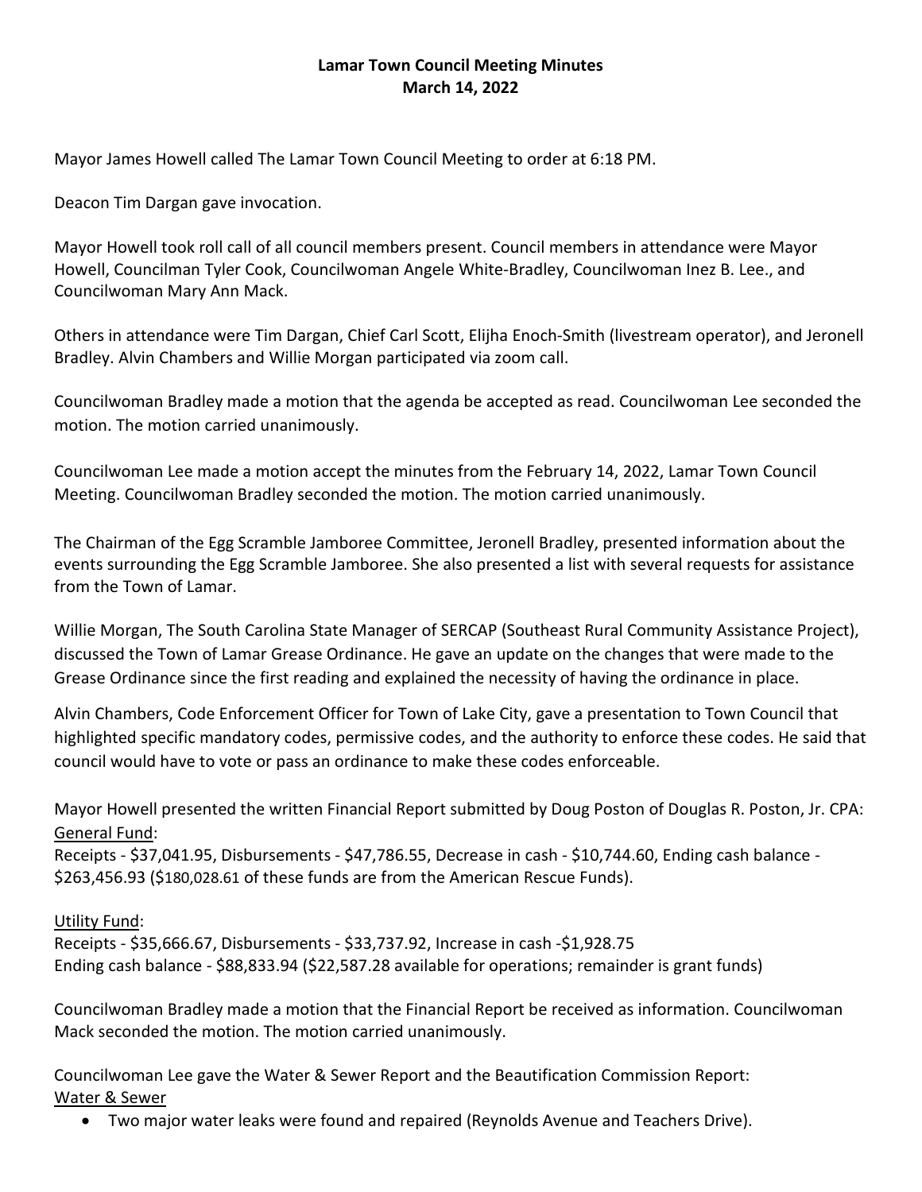**Lamar Town Council Meeting Minutes**
**March 14, 2022**

Mayor James Howell called The Lamar Town Council Meeting to order at 6:18 PM.

Deacon Tim Dargan gave invocation.

Mayor Howell took roll call of all council members present. Council members in attendance were Mayor Howell, Councilman Tyler Cook, Councilwoman Angele White-Bradley, Councilwoman Inez B. Lee., and Councilwoman Mary Ann Mack.

Others in attendance were Tim Dargan, Chief Carl Scott, Elijha Enoch-Smith (livestream operator), and Jeronell Bradley. Alvin Chambers and Willie Morgan participated via zoom call.

Councilwoman Bradley made a motion that the agenda be accepted as read. Councilwoman Lee seconded the motion. The motion carried unanimously.

Councilwoman Lee made a motion accept the minutes from the February 14, 2022, Lamar Town Council Meeting. Councilwoman Bradley seconded the motion. The motion carried unanimously.

The Chairman of the Egg Scramble Jamboree Committee, Jeronell Bradley, presented information about the events surrounding the Egg Scramble Jamboree. She also presented a list with several requests for assistance from the Town of Lamar.

Willie Morgan, The South Carolina State Manager of SERCAP (Southeast Rural Community Assistance Project), discussed the Town of Lamar Grease Ordinance. He gave an update on the changes that were made to the Grease Ordinance since the first reading and explained the necessity of having the ordinance in place.

Alvin Chambers, Code Enforcement Officer for Town of Lake City, gave a presentation to Town Council that highlighted specific mandatory codes, permissive codes, and the authority to enforce these codes. He said that council would have to vote or pass an ordinance to make these codes enforceable.

Mayor Howell presented the written Financial Report submitted by Doug Poston of Douglas R. Poston, Jr. CPA:
<u>General Fund</u>:
Receipts - $37,041.95, Disbursements - $47,786.55, Decrease in cash - $10,744.60, Ending cash balance - $263,456.93 ($180,028.61 of these funds are from the American Rescue Funds).

<u>Utility Fund</u>:
Receipts - $35,666.67, Disbursements - $33,737.92, Increase in cash -$1,928.75
Ending cash balance - $88,833.94 ($22,587.28 available for operations; remainder is grant funds)

Councilwoman Bradley made a motion that the Financial Report be received as information. Councilwoman Mack seconded the motion. The motion carried unanimously.

Councilwoman Lee gave the Water & Sewer Report and the Beautification Commission Report:
<u>Water & Sewer</u>

- Two major water leaks were found and repaired (Reynolds Avenue and Teachers Drive).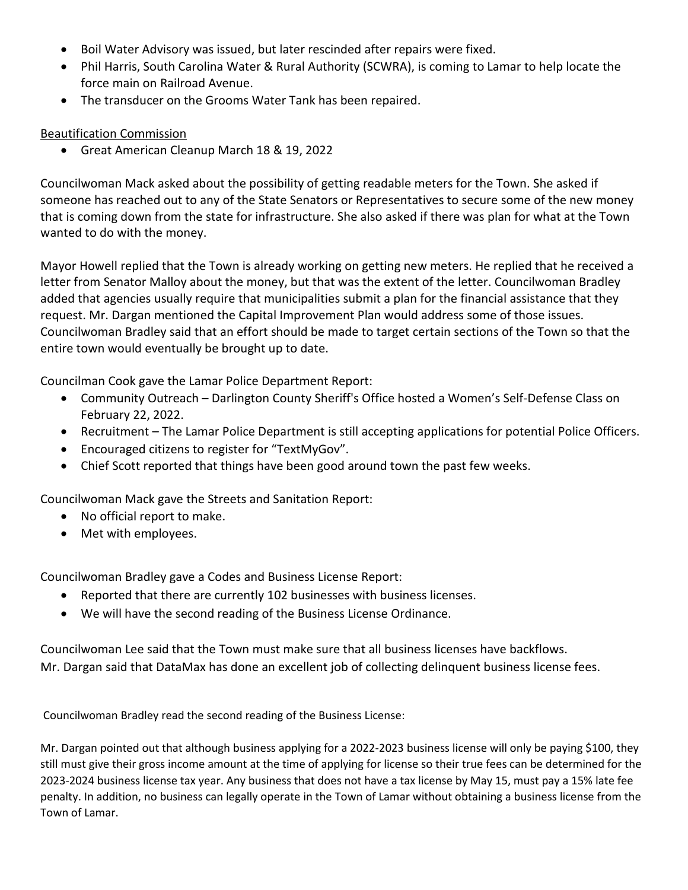- Boil Water Advisory was issued, but later rescinded after repairs were fixed.
- Phil Harris, South Carolina Water & Rural Authority (SCWRA), is coming to Lamar to help locate the force main on Railroad Avenue.
- The transducer on the Grooms Water Tank has been repaired.

Beautification Commission

- Great American Cleanup March 18 & 19, 2022

Councilwoman Mack asked about the possibility of getting readable meters for the Town. She asked if someone has reached out to any of the State Senators or Representatives to secure some of the new money that is coming down from the state for infrastructure. She also asked if there was plan for what at the Town wanted to do with the money.

Mayor Howell replied that the Town is already working on getting new meters. He replied that he received a letter from Senator Malloy about the money, but that was the extent of the letter. Councilwoman Bradley added that agencies usually require that municipalities submit a plan for the financial assistance that they request. Mr. Dargan mentioned the Capital Improvement Plan would address some of those issues. Councilwoman Bradley said that an effort should be made to target certain sections of the Town so that the entire town would eventually be brought up to date.

Councilman Cook gave the Lamar Police Department Report:

- Community Outreach – Darlington County Sheriff's Office hosted a Women's Self-Defense Class on February 22, 2022.
- Recruitment – The Lamar Police Department is still accepting applications for potential Police Officers.
- Encouraged citizens to register for "TextMyGov".
- Chief Scott reported that things have been good around town the past few weeks.

Councilwoman Mack gave the Streets and Sanitation Report:

- No official report to make.
- Met with employees.

Councilwoman Bradley gave a Codes and Business License Report:

- Reported that there are currently 102 businesses with business licenses.
- We will have the second reading of the Business License Ordinance.

Councilwoman Lee said that the Town must make sure that all business licenses have backflows.
Mr. Dargan said that DataMax has done an excellent job of collecting delinquent business license fees.

Councilwoman Bradley read the second reading of the Business License:

Mr. Dargan pointed out that although business applying for a 2022-2023 business license will only be paying $100, they still must give their gross income amount at the time of applying for license so their true fees can be determined for the 2023-2024 business license tax year. Any business that does not have a tax license by May 15, must pay a 15% late fee penalty. In addition, no business can legally operate in the Town of Lamar without obtaining a business license from the Town of Lamar.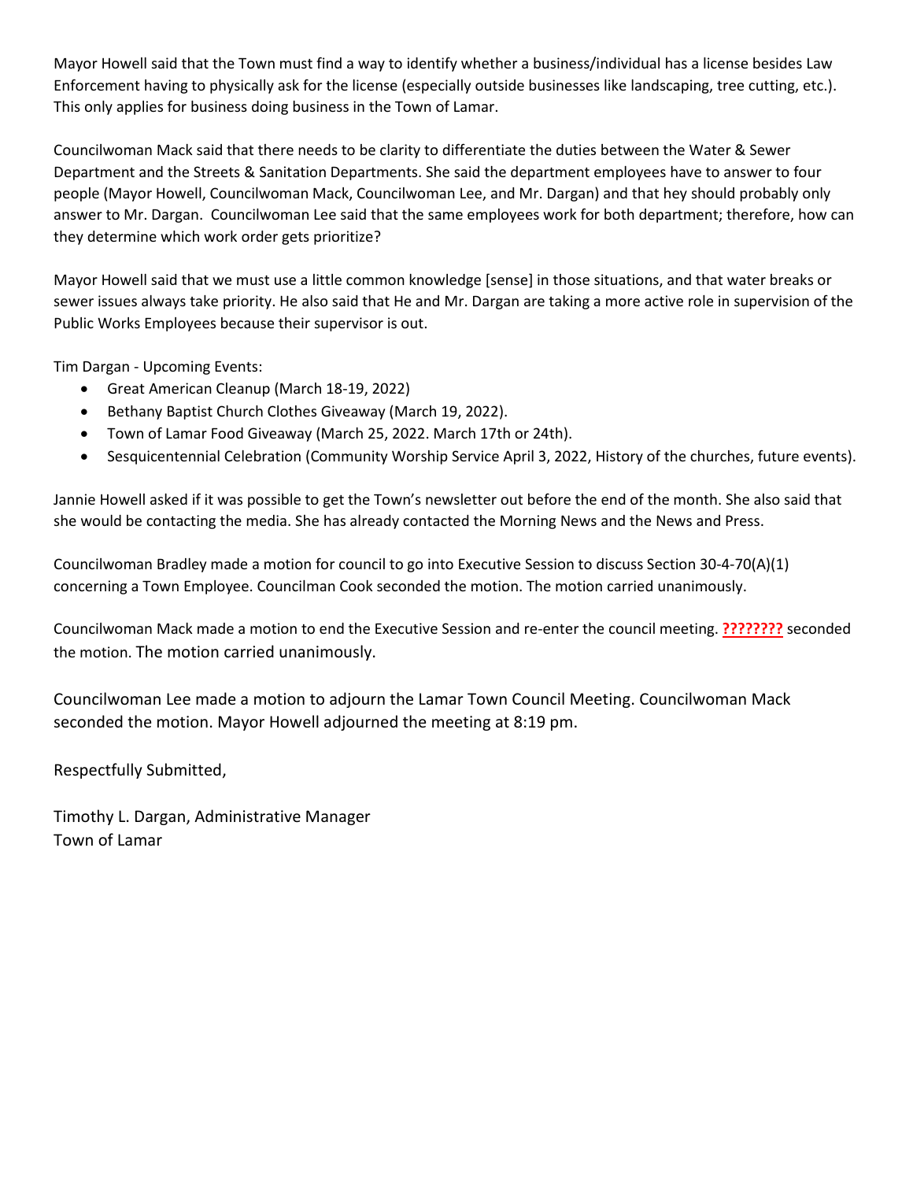Mayor Howell said that the Town must find a way to identify whether a business/individual has a license besides Law Enforcement having to physically ask for the license (especially outside businesses like landscaping, tree cutting, etc.). This only applies for business doing business in the Town of Lamar.

Councilwoman Mack said that there needs to be clarity to differentiate the duties between the Water & Sewer Department and the Streets & Sanitation Departments. She said the department employees have to answer to four people (Mayor Howell, Councilwoman Mack, Councilwoman Lee, and Mr. Dargan) and that hey should probably only answer to Mr. Dargan. Councilwoman Lee said that the same employees work for both department; therefore, how can they determine which work order gets prioritize?

Mayor Howell said that we must use a little common knowledge [sense] in those situations, and that water breaks or sewer issues always take priority. He also said that He and Mr. Dargan are taking a more active role in supervision of the Public Works Employees because their supervisor is out.

Tim Dargan - Upcoming Events:

- Great American Cleanup (March 18-19, 2022)
- Bethany Baptist Church Clothes Giveaway (March 19, 2022).
- Town of Lamar Food Giveaway (March 25, 2022. March 17th or 24th).
- Sesquicentennial Celebration (Community Worship Service April 3, 2022, History of the churches, future events).

Jannie Howell asked if it was possible to get the Town's newsletter out before the end of the month. She also said that she would be contacting the media. She has already contacted the Morning News and the News and Press.

Councilwoman Bradley made a motion for council to go into Executive Session to discuss Section 30-4-70(A)(1) concerning a Town Employee. Councilman Cook seconded the motion. The motion carried unanimously.

Councilwoman Mack made a motion to end the Executive Session and re-enter the council meeting. **????????** seconded the motion. The motion carried unanimously.

Councilwoman Lee made a motion to adjourn the Lamar Town Council Meeting. Councilwoman Mack seconded the motion. Mayor Howell adjourned the meeting at 8:19 pm.

Respectfully Submitted,

Timothy L. Dargan, Administrative Manager
Town of Lamar